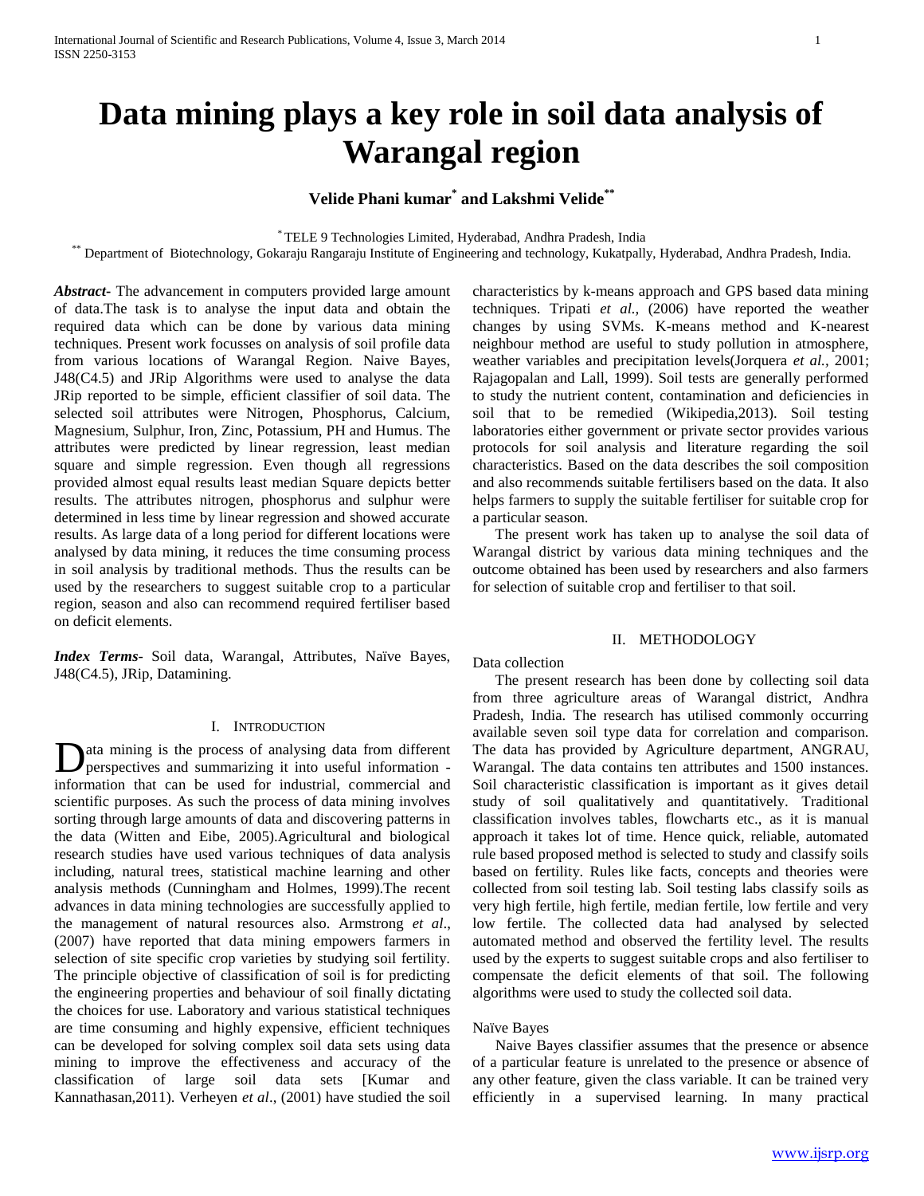# Data mining plays a key role in soil data analysis of Warangal region

**Velide Phani kumar[*] and Lakshmi Velide[**]**

[*] TELE 9 Technologies Limited, Hyderabad, Andhra Pradesh, India
[**] Department of Biotechnology, Gokaraju Rangaraju Institute of Engineering and technology, Kukatpally, Hyderabad, Andhra Pradesh, India.

***Abstract-*** The advancement in computers provided large amount of data.The task is to analyse the input data and obtain the required data which can be done by various data mining techniques. Present work focusses on analysis of soil profile data from various locations of Warangal Region. Naive Bayes, J48(C4.5) and JRip Algorithms were used to analyse the data JRip reported to be simple, efficient classifier of soil data. The selected soil attributes were Nitrogen, Phosphorus, Calcium, Magnesium, Sulphur, Iron, Zinc, Potassium, PH and Humus. The attributes were predicted by linear regression, least median square and simple regression. Even though all regressions provided almost equal results least median Square depicts better results. The attributes nitrogen, phosphorus and sulphur were determined in less time by linear regression and showed accurate results. As large data of a long period for different locations were analysed by data mining, it reduces the time consuming process in soil analysis by traditional methods. Thus the results can be used by the researchers to suggest suitable crop to a particular region, season and also can recommend required fertiliser based on deficit elements.

***Index Terms-*** Soil data, Warangal, Attributes, Naïve Bayes, J48(C4.5), JRip, Datamining.

## I. Introduction

Data mining is the process of analysing data from different perspectives and summarizing it into useful information - information that can be used for industrial, commercial and scientific purposes. As such the process of data mining involves sorting through large amounts of data and discovering patterns in the data (Witten and Eibe, 2005).Agricultural and biological research studies have used various techniques of data analysis including, natural trees, statistical machine learning and other analysis methods (Cunningham and Holmes, 1999).The recent advances in data mining technologies are successfully applied to the management of natural resources also. Armstrong *et al*., (2007) have reported that data mining empowers farmers in selection of site specific crop varieties by studying soil fertility. The principle objective of classification of soil is for predicting the engineering properties and behaviour of soil finally dictating the choices for use. Laboratory and various statistical techniques are time consuming and highly expensive, efficient techniques can be developed for solving complex soil data sets using data mining to improve the effectiveness and accuracy of the classification of large soil data sets [Kumar and Kannathasan,2011). Verheyen *et al*., (2001) have studied the soil characteristics by k-means approach and GPS based data mining techniques. Tripati *et al.,* (2006) have reported the weather changes by using SVMs. K-means method and K-nearest neighbour method are useful to study pollution in atmosphere, weather variables and precipitation levels(Jorquera *et al.*, 2001; Rajagopalan and Lall, 1999). Soil tests are generally performed to study the nutrient content, contamination and deficiencies in soil that to be remedied (Wikipedia,2013). Soil testing laboratories either government or private sector provides various protocols for soil analysis and literature regarding the soil characteristics. Based on the data describes the soil composition and also recommends suitable fertilisers based on the data. It also helps farmers to supply the suitable fertiliser for suitable crop for a particular season.

The present work has taken up to analyse the soil data of Warangal district by various data mining techniques and the outcome obtained has been used by researchers and also farmers for selection of suitable crop and fertiliser to that soil.

## II. Methodology

Data collection

The present research has been done by collecting soil data from three agriculture areas of Warangal district, Andhra Pradesh, India. The research has utilised commonly occurring available seven soil type data for correlation and comparison. The data has provided by Agriculture department, ANGRAU, Warangal. The data contains ten attributes and 1500 instances. Soil characteristic classification is important as it gives detail study of soil qualitatively and quantitatively. Traditional classification involves tables, flowcharts etc., as it is manual approach it takes lot of time. Hence quick, reliable, automated rule based proposed method is selected to study and classify soils based on fertility. Rules like facts, concepts and theories were collected from soil testing lab. Soil testing labs classify soils as very high fertile, high fertile, median fertile, low fertile and very low fertile. The collected data had analysed by selected automated method and observed the fertility level. The results used by the experts to suggest suitable crops and also fertiliser to compensate the deficit elements of that soil. The following algorithms were used to study the collected soil data.

Naïve Bayes

Naive Bayes classifier assumes that the presence or absence of a particular feature is unrelated to the presence or absence of any other feature, given the class variable. It can be trained very efficiently in a supervised learning. In many practical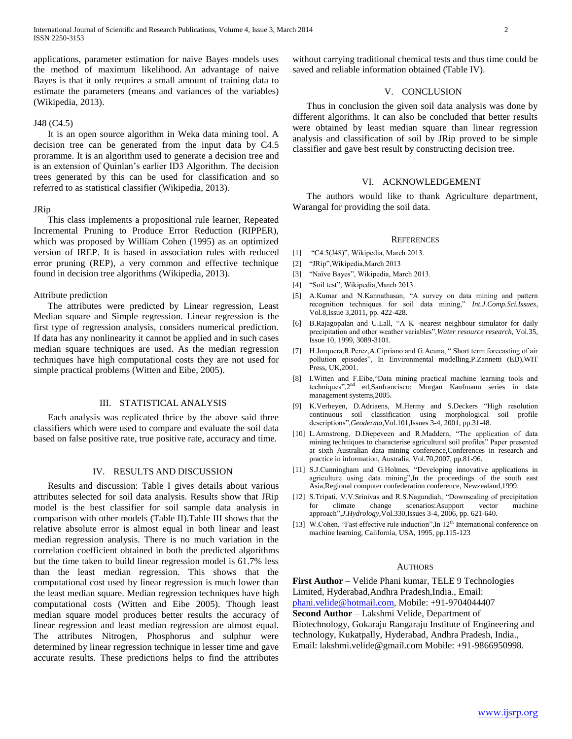applications, parameter estimation for naive Bayes models uses the method of maximum likelihood. An advantage of naive Bayes is that it only requires a small amount of training data to estimate the parameters (means and variances of the variables) (Wikipedia, 2013).

J48 (C4.5)

It is an open source algorithm in Weka data mining tool. A decision tree can be generated from the input data by C4.5 proramme. It is an algorithm used to generate a decision tree and is an extension of Quinlan's earlier ID3 Algorithm. The decision trees generated by this can be used for classification and so referred to as statistical classifier (Wikipedia, 2013).

JRip

This class implements a propositional rule learner, Repeated Incremental Pruning to Produce Error Reduction (RIPPER), which was proposed by William Cohen (1995) as an optimized version of IREP. It is based in association rules with reduced error pruning (REP), a very common and effective technique found in decision tree algorithms (Wikipedia, 2013).

Attribute prediction

The attributes were predicted by Linear regression, Least Median square and Simple regression. Linear regression is the first type of regression analysis, considers numerical prediction. If data has any nonlinearity it cannot be applied and in such cases median square techniques are used. As the median regression techniques have high computational costs they are not used for simple practical problems (Witten and Eibe, 2005).

## III. STATISTICAL ANALYSIS

Each analysis was replicated thrice by the above said three classifiers which were used to compare and evaluate the soil data based on false positive rate, true positive rate, accuracy and time.

## IV. RESULTS AND DISCUSSION

Results and discussion: Table I gives details about various attributes selected for soil data analysis. Results show that JRip model is the best classifier for soil sample data analysis in comparison with other models (Table II).Table III shows that the relative absolute error is almost equal in both linear and least median regression analysis. There is no much variation in the correlation coefficient obtained in both the predicted algorithms but the time taken to build linear regression model is 61.7% less than the least median regression. This shows that the computational cost used by linear regression is much lower than the least median square. Median regression techniques have high computational costs (Witten and Eibe 2005). Though least median square model produces better results the accuracy of linear regression and least median regression are almost equal. The attributes Nitrogen, Phosphorus and sulphur were determined by linear regression technique in lesser time and gave accurate results. These predictions helps to find the attributes without carrying traditional chemical tests and thus time could be saved and reliable information obtained (Table IV).

## V. CONCLUSION

Thus in conclusion the given soil data analysis was done by different algorithms. It can also be concluded that better results were obtained by least median square than linear regression analysis and classification of soil by JRip proved to be simple classifier and gave best result by constructing decision tree.

## VI. ACKNOWLEDGEMENT

The authors would like to thank Agriculture department, Warangal for providing the soil data.

## REFERENCES

[1] "C4.5(J48)", Wikipedia, March 2013.

[2] "JRip",Wikipedia,March 2013

[3] "Naïve Bayes", Wikipedia, March 2013.

[4] "Soil test", Wikipedia,March 2013.

[5] A.Kumar and N.Kannathasan, "A survey on data mining and pattern recognition techniques for soil data mining," *Int.J.Comp.Sci.Issues*, Vol.8,Issue 3,2011, pp. 422-428.

[6] B.Rajagopalan and U.Lall, "A K -nearest neighbour simulator for daily precipitation and other weather variables",*Water resource research,* Vol.35, Issue 10, 1999, 3089-3101.

[7] H.Jorquera,R.Perez,A.Cipriano and G.Acuna, " Short term forecasting of air pollution episodes", In Environmental modelling,P.Zannetti (ED),WIT Press, UK,2001.

[8] I.Witten and F.Eibe,"Data mining practical machine learning tools and techniques",2nd ed,Sanfrancisco: Morgan Kaufmann series in data management systems,2005.

[9] K.Verheyen, D.Adriaens, M.Hermy and S.Deckers "High resolution continuous soil classification using morphological soil profile descriptions",*Geoderma*,Vol.101,Issues 3-4, 2001, pp.31-48.

[10] L.Armstrong, D.Diepeveen and R.Maddern, "The application of data mining techniques to characterise agricultural soil profiles" Paper presented at sixth Australian data mining conference,Conferences in research and practice in information, Australia, Vol.70,2007, pp.81-96.

[11] S.J.Cunningham and G.Holmes, "Developing innovative applications in agriculture using data mining",In the proceedings of the south east Asia,Regional computer confederation conference, Newzealand,1999.

[12] S.Tripati, V.V.Srinivas and R.S.Nagundiah, "Downscaling of precipitation for climate change scenarios:Asupport vector machine approach",*J.Hydrology*,Vol.330,Issues 3-4, 2006, pp. 621-640.

[13] W.Cohen, "Fast effective rule induction",In 12th International conference on machine learning, California, USA, 1995, pp.115-123

## AUTHORS

**First Author** – Velide Phani kumar, TELE 9 Technologies Limited, Hyderabad,Andhra Pradesh,India., Email: phani.velide@hotmail.com, Mobile: +91-9704044407

**Second Author** – Lakshmi Velide, Department of Biotechnology, Gokaraju Rangaraju Institute of Engineering and technology, Kukatpally, Hyderabad, Andhra Pradesh, India., Email: lakshmi.velide@gmail.com Mobile: +91-9866950998.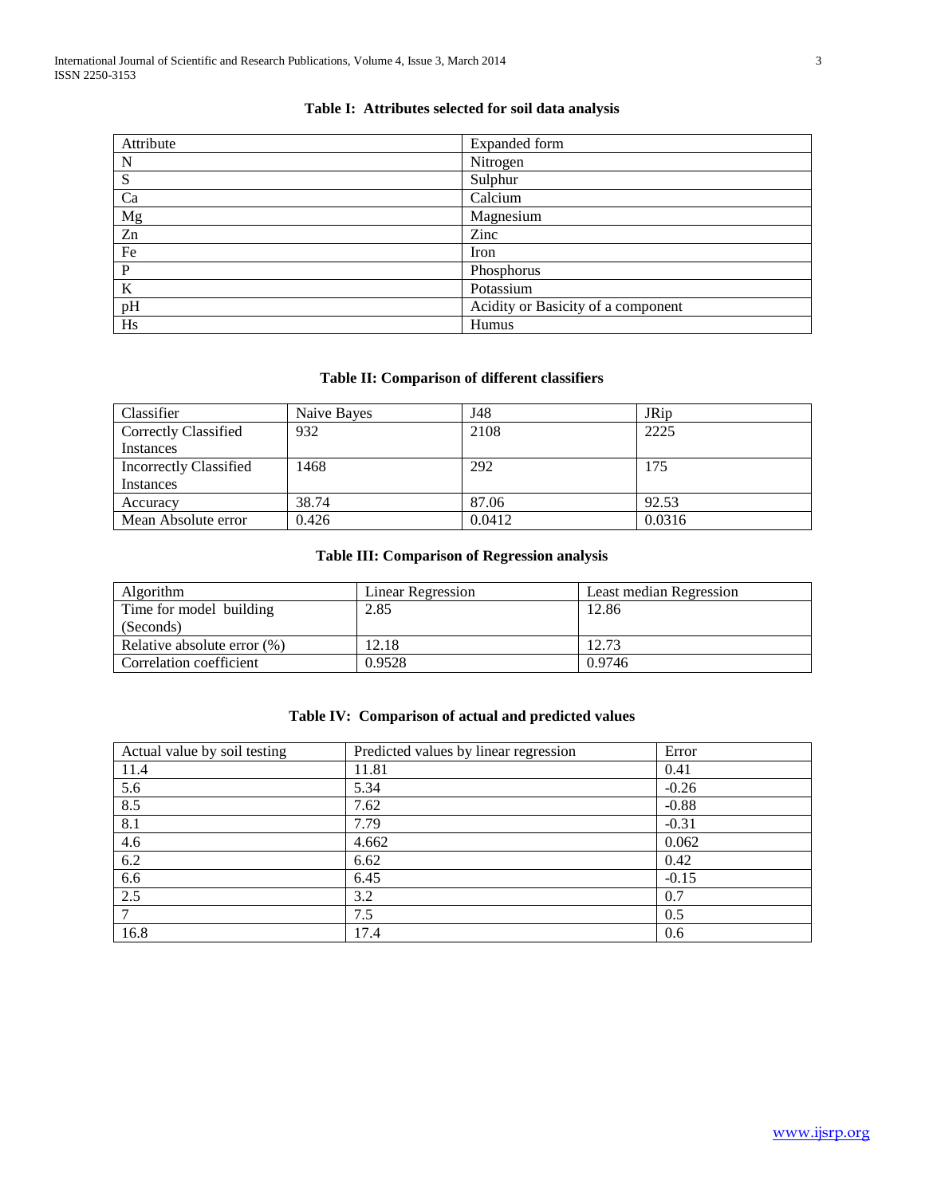**Table I: Attributes selected for soil data analysis**

| Attribute | Expanded form |
|---|---|
| N | Nitrogen |
| S | Sulphur |
| Ca | Calcium |
| Mg | Magnesium |
| Zn | Zinc |
| Fe | Iron |
| P | Phosphorus |
| K | Potassium |
| pH | Acidity or Basicity of a component |
| Hs | Humus |

**Table II: Comparison of different classifiers**

| Classifier | Naive Bayes | J48 | JRip |
|---|---|---|---|
| Correctly Classified Instances | 932 | 2108 | 2225 |
| Incorrectly Classified Instances | 1468 | 292 | 175 |
| Accuracy | 38.74 | 87.06 | 92.53 |
| Mean Absolute error | 0.426 | 0.0412 | 0.0316 |

**Table III: Comparison of Regression analysis**

| Algorithm | Linear Regression | Least median Regression |
|---|---|---|
| Time for model building (Seconds) | 2.85 | 12.86 |
| Relative absolute error (%) | 12.18 | 12.73 |
| Correlation coefficient | 0.9528 | 0.9746 |

**Table IV: Comparison of actual and predicted values**

| Actual value by soil testing | Predicted values by linear regression | Error |
|---|---|---|
| 11.4 | 11.81 | 0.41 |
| 5.6 | 5.34 | -0.26 |
| 8.5 | 7.62 | -0.88 |
| 8.1 | 7.79 | -0.31 |
| 4.6 | 4.662 | 0.062 |
| 6.2 | 6.62 | 0.42 |
| 6.6 | 6.45 | -0.15 |
| 2.5 | 3.2 | 0.7 |
| 7 | 7.5 | 0.5 |
| 16.8 | 17.4 | 0.6 |